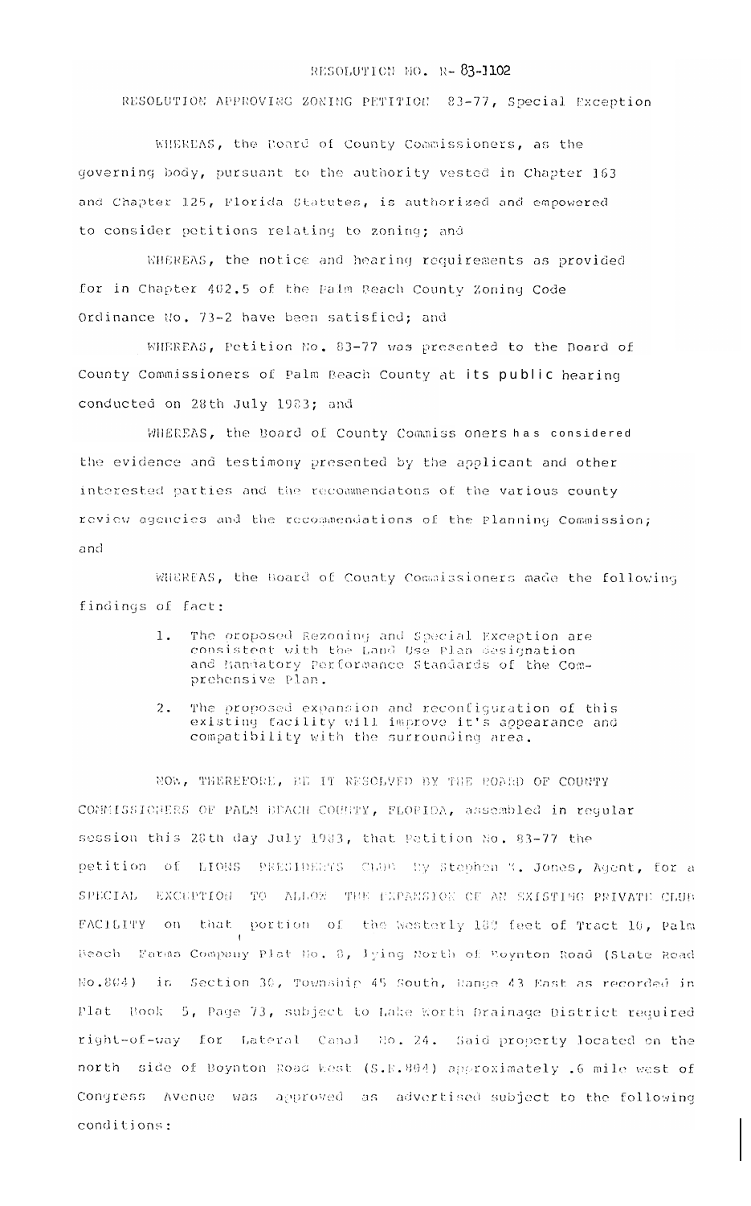RESOLUTION NO. R- 83-1102

RESOLUTION APPROVING ZONING PETITION 83-77, Special Exception

WHEREAS, the Board of County Commissioners, as the governing body, pursuant to the authority vested in Chapter 163 and Chapter 125, Florida Statutes, is authorized and empowered to consider petitions relating to zoning; and

WHEREAS, the notice and hearing requirements as provided for in Chapter 402.5 of the Palm Beach County Zoning Code Ordinance No. 73-2 have been satisfied; and

WHEREAS, Petition No. 83-77 was presented to the Board of County Commissioners of Palm Beach County at its public hearing conducted on 28th July 1983; and

WHEREAS, the Board of County Commiss oners has considered the evidence and testimony presented by the applicant and other interested parties and the recommendatons of the various county review agencies and the recommendations of the Planning Commission; and

WHEREAS, the Board of County Commissioners made the following findings of fact:

1. The oroposed Rezoning and Special Exception are consistent with the Land Use Plan designation and Mandatory Performance Standards of the Comprehensive Plan.

2. The proposed expansion and reconfiguration of this existing facility will improve it's appearance and compatibility with the surrounding area.

NOW, THEREFORE, BE IT RESOLVED BY THE BOARD OF COUNTY COMMISSIONERS OF PALM BEACH COUNTY, FLORIDA, assembled in regular session this 28th day July 1983, that Petition No. 83-77 the petition of LIONS PRESIDENTS CLUB By Stephen M. Jones, Agent, for a SPECIAL EXCEPTION TO ALLOW THE EXPANSION OF AN EXISTING PRIVATE CLUB FACILITY on that portion of the Westerly 180 feet of Tract 10, Palm Beach Farms Company Plat No. 8, lying North of Boynton Road (State Road No.804) in Section 30, Township 45 South, Range 43 East as recorded in Plat Book 5, Page 73, subject to Lake Worth Drainage District required right-of-way for Lateral Canal No. 24. Said property located on the north side of Boynton Road West (S.R.804) approximately .6 mile west of Congress Avenue was approved as advertised subject to the following conditions: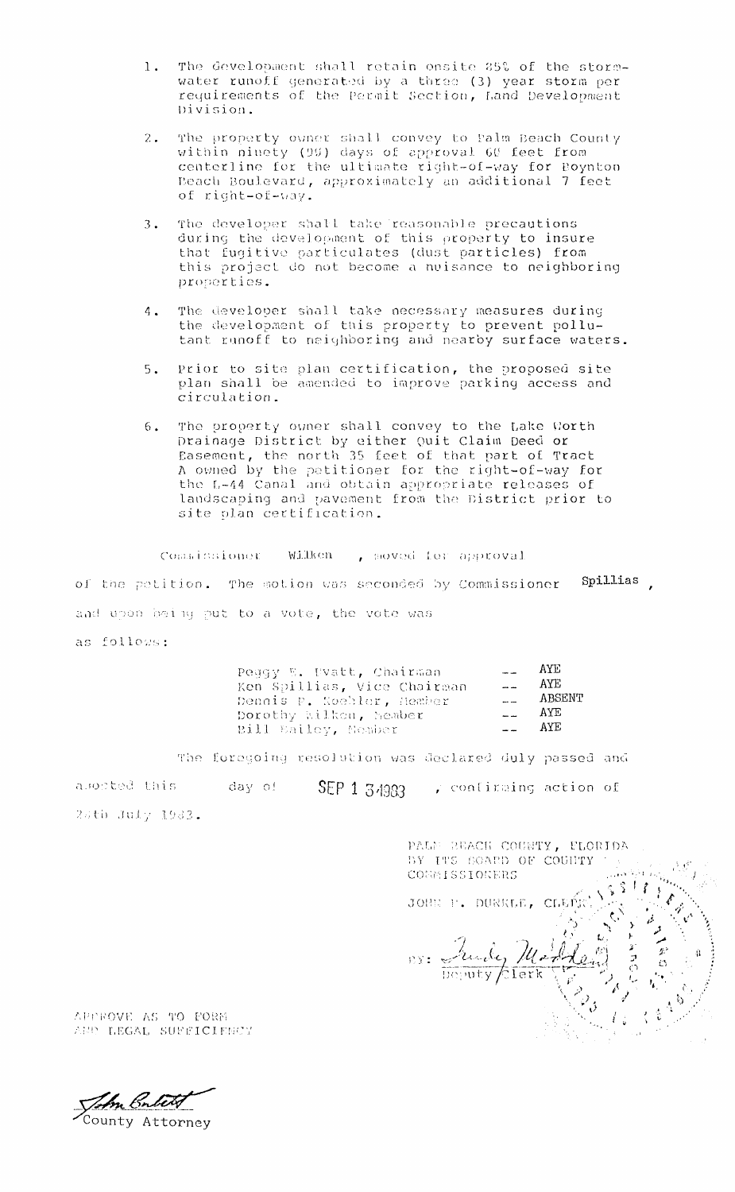1. The development shall retain onsite 85% of the stormwater runoff generated by a three (3) year storm per requirements of the Permit Section, Land Development Division.

2. The property owner shall convey to Palm Beach County within ninety (90) days of approval 60 feet from centerline for the ultimate right-of-way for Boynton Beach Boulevard, approximately an additional 7 feet of right-of-way.

3. The developer shall take reasonable precautions during the development of this property to insure that fugitive particulates (dust particles) from this project do not become a nuisance to neighboring properties.

4. The developer shall take necessary measures during the development of this property to prevent pollutant runoff to neighboring and nearby surface waters.

5. Prior to site plan certification, the proposed site plan shall be amended to improve parking access and circulation.

6. The property owner shall convey to the Lake Worth Drainage District by either Quit Claim Deed or Easement, the north 35 feet of that part of Tract A owned by the petitioner for the right-of-way for the L-44 Canal and obtain appropriate releases of landscaping and pavement from the District prior to site plan certification.

Commissioner Wilken, moved for approval of the petition. The motion was seconded by Commissioner Spillias, and upon being put to a vote, the vote was as follows:

| | | |
|---|---|---|
| Peggy E. Evatt, Chairman | -- | AYE |
| Ken Spillias, Vice Chairman | -- | AYE |
| Dennis P. Koehler, Member | -- | ABSENT |
| Dorothy Wilken, Member | -- | AYE |
| Bill Bailey, Member | -- | AYE |

The foregoing resolution was declared duly passed and adopted this day of SEP 13 1983, confirming action of 28th July 1983.

PALM BEACH COUNTY, FLORIDA
BY ITS BOARD OF COUNTY COMMISSIONERS

JOHN B. DUNKLE, CLERK

BY: Deputy Clerk

APPROVE AS TO FORM
AND LEGAL SUFFICIENCY

County Attorney